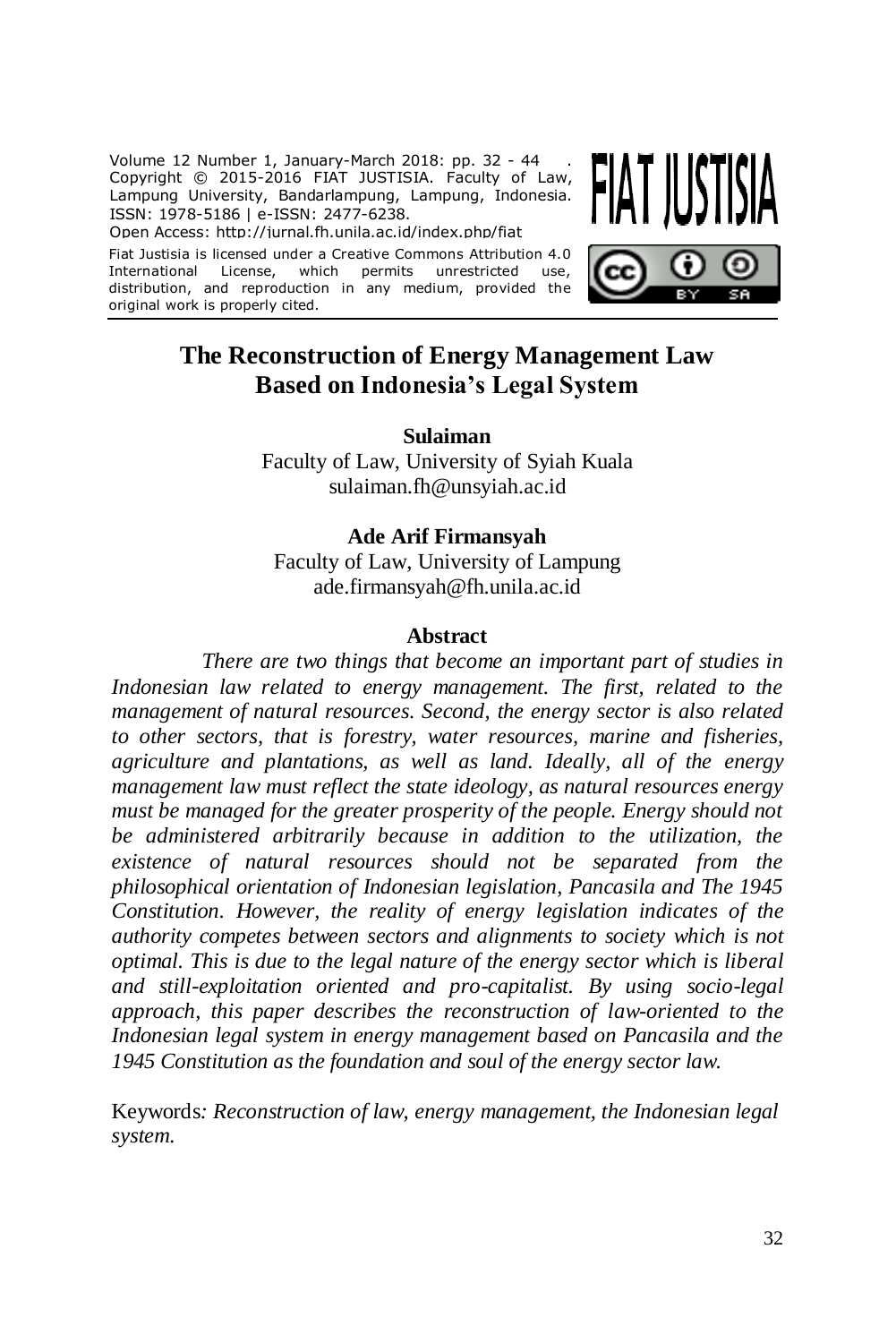Copyright © 2015-2016 FIAT JUSTISIA. Faculty of Law, Lampung University, Bandarlampung, Lampung, Indonesia.
ISSN: 1978-5186 | e-ISSN: 2477-6238.
Open Access: http://jurnal.fh.unila.ac.id/index.php/fiat

Fiat Justisia is licensed under a Creative Commons Attribution 4.0 International License, which permits unrestricted use, distribution, and reproduction in any medium, provided the original work is properly cited.

# The Reconstruction of Energy Management Law Based on Indonesia's Legal System

**Sulaiman**
Faculty of Law, University of Syiah Kuala
sulaiman.fh@unsyiah.ac.id

**Ade Arif Firmansyah**
Faculty of Law, University of Lampung
ade.firmansyah@fh.unila.ac.id

## Abstract

*There are two things that become an important part of studies in Indonesian law related to energy management. The first, related to the management of natural resources. Second, the energy sector is also related to other sectors, that is forestry, water resources, marine and fisheries, agriculture and plantations, as well as land. Ideally, all of the energy management law must reflect the state ideology, as natural resources energy must be managed for the greater prosperity of the people. Energy should not be administered arbitrarily because in addition to the utilization, the existence of natural resources should not be separated from the philosophical orientation of Indonesian legislation, Pancasila and The 1945 Constitution. However, the reality of energy legislation indicates of the authority competes between sectors and alignments to society which is not optimal. This is due to the legal nature of the energy sector which is liberal and still-exploitation oriented and pro-capitalist. By using socio-legal approach, this paper describes the reconstruction of law-oriented to the Indonesian legal system in energy management based on Pancasila and the 1945 Constitution as the foundation and soul of the energy sector law.*

Keywords*: Reconstruction of law, energy management, the Indonesian legal system.*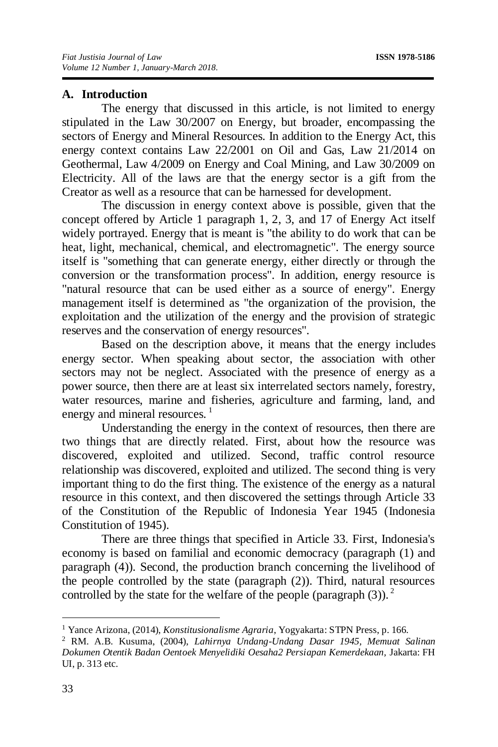## A. Introduction

The energy that discussed in this article, is not limited to energy stipulated in the Law 30/2007 on Energy, but broader, encompassing the sectors of Energy and Mineral Resources. In addition to the Energy Act, this energy context contains Law 22/2001 on Oil and Gas, Law 21/2014 on Geothermal, Law 4/2009 on Energy and Coal Mining, and Law 30/2009 on Electricity. All of the laws are that the energy sector is a gift from the Creator as well as a resource that can be harnessed for development.

The discussion in energy context above is possible, given that the concept offered by Article 1 paragraph 1, 2, 3, and 17 of Energy Act itself widely portrayed. Energy that is meant is "the ability to do work that can be heat, light, mechanical, chemical, and electromagnetic". The energy source itself is "something that can generate energy, either directly or through the conversion or the transformation process". In addition, energy resource is "natural resource that can be used either as a source of energy". Energy management itself is determined as "the organization of the provision, the exploitation and the utilization of the energy and the provision of strategic reserves and the conservation of energy resources".

Based on the description above, it means that the energy includes energy sector. When speaking about sector, the association with other sectors may not be neglect. Associated with the presence of energy as a power source, then there are at least six interrelated sectors namely, forestry, water resources, marine and fisheries, agriculture and farming, land, and energy and mineral resources. [1]

Understanding the energy in the context of resources, then there are two things that are directly related. First, about how the resource was discovered, exploited and utilized. Second, traffic control resource relationship was discovered, exploited and utilized. The second thing is very important thing to do the first thing. The existence of the energy as a natural resource in this context, and then discovered the settings through Article 33 of the Constitution of the Republic of Indonesia Year 1945 (Indonesia Constitution of 1945).

There are three things that specified in Article 33. First, Indonesia's economy is based on familial and economic democracy (paragraph (1) and paragraph (4)). Second, the production branch concerning the livelihood of the people controlled by the state (paragraph (2)). Third, natural resources controlled by the state for the welfare of the people (paragraph (3)). [2]

---

[1] Yance Arizona, (2014), *Konstitusionalisme Agraria*, Yogyakarta: STPN Press, p. 166.

[2] RM. A.B. Kusuma, (2004), *Lahirnya Undang-Undang Dasar 1945, Memuat Salinan Dokumen Otentik Badan Oentoek Menyelidiki Oesaha2 Persiapan Kemerdekaan*, Jakarta: FH UI, p. 313 etc.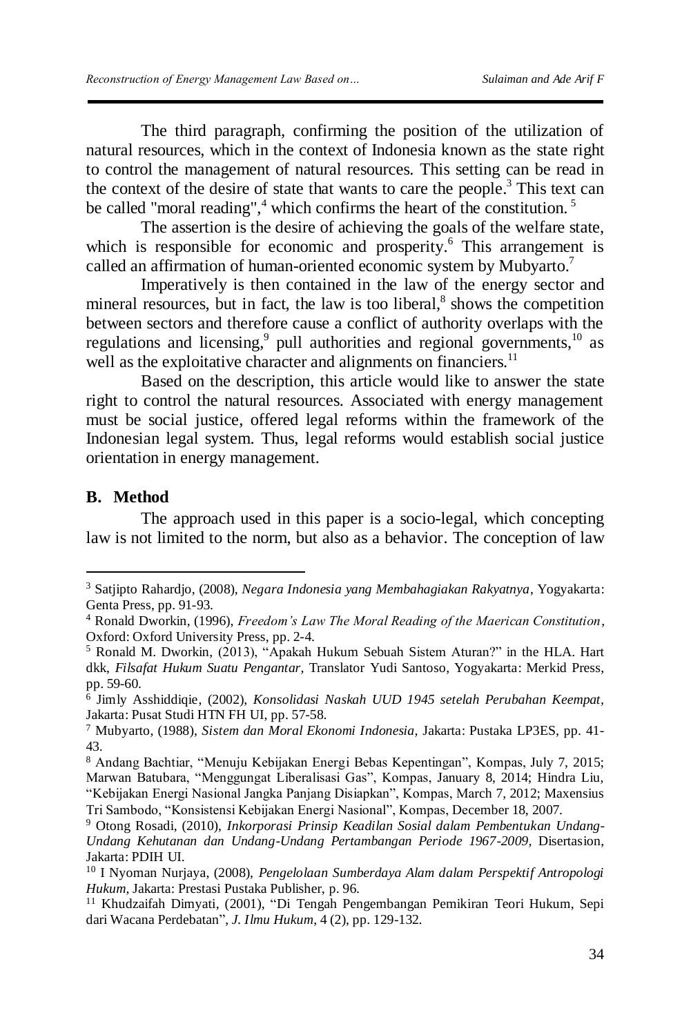The third paragraph, confirming the position of the utilization of natural resources, which in the context of Indonesia known as the state right to control the management of natural resources. This setting can be read in the context of the desire of state that wants to care the people.[3] This text can be called "moral reading",[4] which confirms the heart of the constitution.[5]

The assertion is the desire of achieving the goals of the welfare state, which is responsible for economic and prosperity.[6] This arrangement is called an affirmation of human-oriented economic system by Mubyarto.[7]

Imperatively is then contained in the law of the energy sector and mineral resources, but in fact, the law is too liberal,[8] shows the competition between sectors and therefore cause a conflict of authority overlaps with the regulations and licensing,[9] pull authorities and regional governments,[10] as well as the exploitative character and alignments on financiers.[11]

Based on the description, this article would like to answer the state right to control the natural resources. Associated with energy management must be social justice, offered legal reforms within the framework of the Indonesian legal system. Thus, legal reforms would establish social justice orientation in energy management.

## B. Method

The approach used in this paper is a socio-legal, which concepting law is not limited to the norm, but also as a behavior. The conception of law

---

[3] Satjipto Rahardjo, (2008), *Negara Indonesia yang Membahagiakan Rakyatnya*, Yogyakarta: Genta Press, pp. 91-93.

[4] Ronald Dworkin, (1996), *Freedom's Law The Moral Reading of the Maerican Constitution*, Oxford: Oxford University Press, pp. 2-4.

[5] Ronald M. Dworkin, (2013), "Apakah Hukum Sebuah Sistem Aturan?" in the HLA. Hart dkk, *Filsafat Hukum Suatu Pengantar,* Translator Yudi Santoso, Yogyakarta: Merkid Press, pp. 59-60.

[6] Jimly Asshiddiqie, (2002), *Konsolidasi Naskah UUD 1945 setelah Perubahan Keempat,* Jakarta: Pusat Studi HTN FH UI, pp. 57-58.

[7] Mubyarto, (1988), *Sistem dan Moral Ekonomi Indonesia,* Jakarta: Pustaka LP3ES, pp. 41-43.

[8] Andang Bachtiar, "Menuju Kebijakan Energi Bebas Kepentingan", Kompas, July 7, 2015; Marwan Batubara, "Menggungat Liberalisasi Gas", Kompas, January 8, 2014; Hindra Liu, "Kebijakan Energi Nasional Jangka Panjang Disiapkan", Kompas, March 7, 2012; Maxensius Tri Sambodo, "Konsistensi Kebijakan Energi Nasional", Kompas, December 18, 2007.

[9] Otong Rosadi, (2010), *Inkorporasi Prinsip Keadilan Sosial dalam Pembentukan Undang-Undang Kehutanan dan Undang-Undang Pertambangan Periode 1967-2009,* Disertasion, Jakarta: PDIH UI.

[10] I Nyoman Nurjaya, (2008), *Pengelolaan Sumberdaya Alam dalam Perspektif Antropologi Hukum*, Jakarta: Prestasi Pustaka Publisher, p. 96.

[11] Khudzaifah Dimyati, (2001), "Di Tengah Pengembangan Pemikiran Teori Hukum, Sepi dari Wacana Perdebatan", *J. Ilmu Hukum*, 4 (2), pp. 129-132.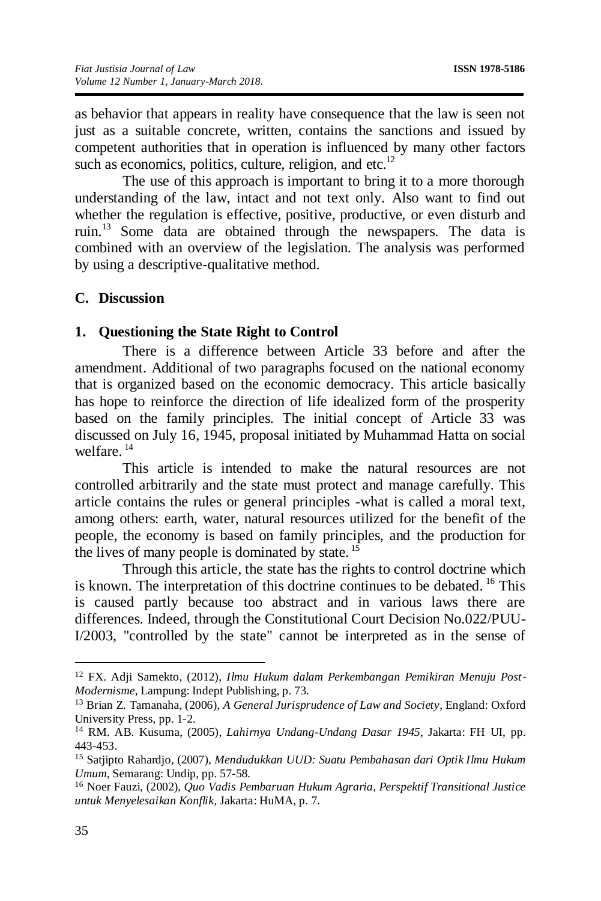as behavior that appears in reality have consequence that the law is seen not just as a suitable concrete, written, contains the sanctions and issued by competent authorities that in operation is influenced by many other factors such as economics, politics, culture, religion, and etc.[12]

The use of this approach is important to bring it to a more thorough understanding of the law, intact and not text only. Also want to find out whether the regulation is effective, positive, productive, or even disturb and ruin.[13] Some data are obtained through the newspapers. The data is combined with an overview of the legislation. The analysis was performed by using a descriptive-qualitative method.

## C. Discussion

### 1. Questioning the State Right to Control

There is a difference between Article 33 before and after the amendment. Additional of two paragraphs focused on the national economy that is organized based on the economic democracy. This article basically has hope to reinforce the direction of life idealized form of the prosperity based on the family principles. The initial concept of Article 33 was discussed on July 16, 1945, proposal initiated by Muhammad Hatta on social welfare.[14]

This article is intended to make the natural resources are not controlled arbitrarily and the state must protect and manage carefully. This article contains the rules or general principles -what is called a moral text, among others: earth, water, natural resources utilized for the benefit of the people, the economy is based on family principles, and the production for the lives of many people is dominated by state.[15]

Through this article, the state has the rights to control doctrine which is known. The interpretation of this doctrine continues to be debated.[16] This is caused partly because too abstract and in various laws there are differences. Indeed, through the Constitutional Court Decision No.022/PUU-I/2003, "controlled by the state" cannot be interpreted as in the sense of

---

[12] FX. Adji Samekto, (2012), *Ilmu Hukum dalam Perkembangan Pemikiran Menuju Post-Modernisme*, Lampung: Indept Publishing, p. 73.

[13] Brian Z. Tamanaha, (2006), *A General Jurisprudence of Law and Society*, England: Oxford University Press, pp. 1-2.

[14] RM. AB. Kusuma, (2005), *Lahirnya Undang-Undang Dasar 1945*, Jakarta: FH UI, pp. 443-453.

[15] Satjipto Rahardjo, (2007), *Mendudukkan UUD: Suatu Pembahasan dari Optik Ilmu Hukum Umum*, Semarang: Undip, pp. 57-58.

[16] Noer Fauzi, (2002), *Quo Vadis Pembaruan Hukum Agraria, Perspektif Transitional Justice untuk Menyelesaikan Konflik*, Jakarta: HuMA, p. 7.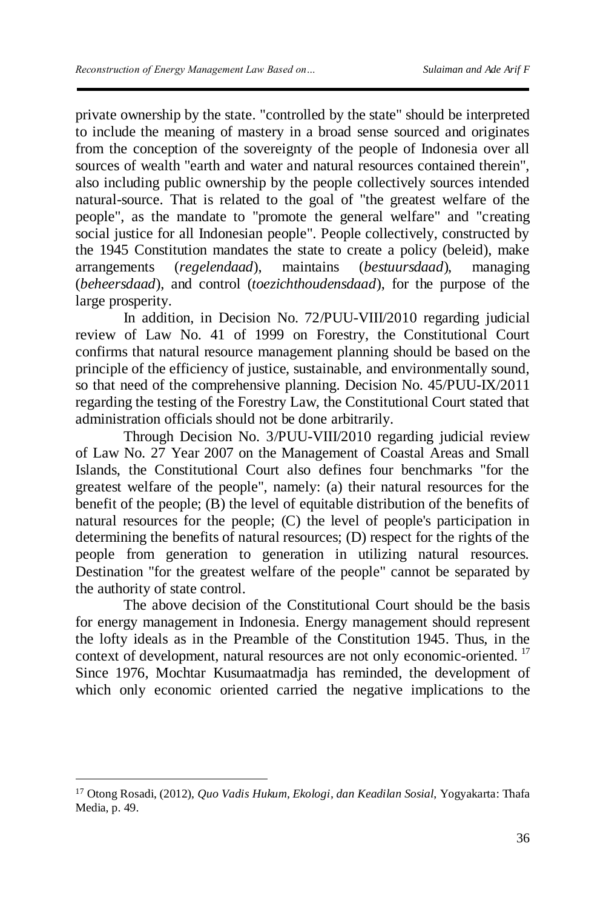private ownership by the state. "controlled by the state" should be interpreted to include the meaning of mastery in a broad sense sourced and originates from the conception of the sovereignty of the people of Indonesia over all sources of wealth "earth and water and natural resources contained therein", also including public ownership by the people collectively sources intended natural-source. That is related to the goal of "the greatest welfare of the people", as the mandate to "promote the general welfare" and "creating social justice for all Indonesian people". People collectively, constructed by the 1945 Constitution mandates the state to create a policy (beleid), make arrangements (*regelendaad*), maintains (*bestuursdaad*), managing (*beheersdaad*), and control (*toezichthoudensdaad*), for the purpose of the large prosperity.

In addition, in Decision No. 72/PUU-VIII/2010 regarding judicial review of Law No. 41 of 1999 on Forestry, the Constitutional Court confirms that natural resource management planning should be based on the principle of the efficiency of justice, sustainable, and environmentally sound, so that need of the comprehensive planning. Decision No. 45/PUU-IX/2011 regarding the testing of the Forestry Law, the Constitutional Court stated that administration officials should not be done arbitrarily.

Through Decision No. 3/PUU-VIII/2010 regarding judicial review of Law No. 27 Year 2007 on the Management of Coastal Areas and Small Islands, the Constitutional Court also defines four benchmarks "for the greatest welfare of the people", namely: (a) their natural resources for the benefit of the people; (B) the level of equitable distribution of the benefits of natural resources for the people; (C) the level of people's participation in determining the benefits of natural resources; (D) respect for the rights of the people from generation to generation in utilizing natural resources. Destination "for the greatest welfare of the people" cannot be separated by the authority of state control.

The above decision of the Constitutional Court should be the basis for energy management in Indonesia. Energy management should represent the lofty ideals as in the Preamble of the Constitution 1945. Thus, in the context of development, natural resources are not only economic-oriented. [17] Since 1976, Mochtar Kusumaatmadja has reminded, the development of which only economic oriented carried the negative implications to the

---

[17] Otong Rosadi, (2012), *Quo Vadis Hukum, Ekologi, dan Keadilan Sosial*, Yogyakarta: Thafa Media, p. 49.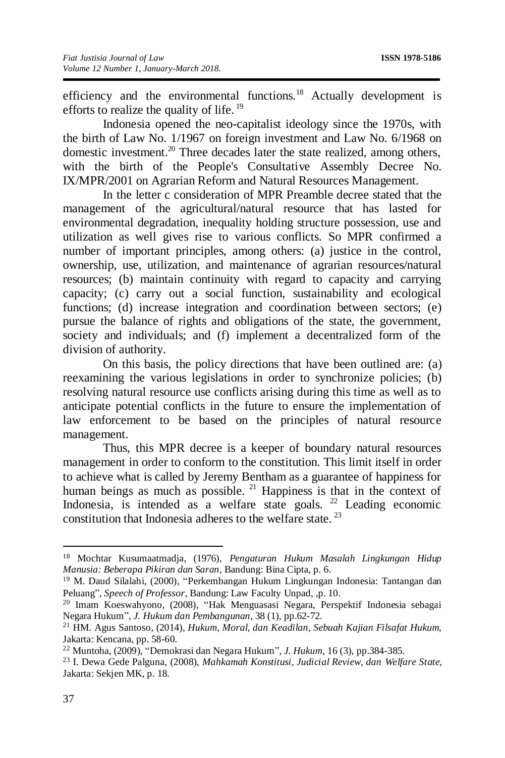efficiency and the environmental functions.[18] Actually development is efforts to realize the quality of life. [19]

Indonesia opened the neo-capitalist ideology since the 1970s, with the birth of Law No. 1/1967 on foreign investment and Law No. 6/1968 on domestic investment.[20] Three decades later the state realized, among others, with the birth of the People's Consultative Assembly Decree No. IX/MPR/2001 on Agrarian Reform and Natural Resources Management.

In the letter c consideration of MPR Preamble decree stated that the management of the agricultural/natural resource that has lasted for environmental degradation, inequality holding structure possession, use and utilization as well gives rise to various conflicts. So MPR confirmed a number of important principles, among others: (a) justice in the control, ownership, use, utilization, and maintenance of agrarian resources/natural resources; (b) maintain continuity with regard to capacity and carrying capacity; (c) carry out a social function, sustainability and ecological functions; (d) increase integration and coordination between sectors; (e) pursue the balance of rights and obligations of the state, the government, society and individuals; and (f) implement a decentralized form of the division of authority.

On this basis, the policy directions that have been outlined are: (a) reexamining the various legislations in order to synchronize policies; (b) resolving natural resource use conflicts arising during this time as well as to anticipate potential conflicts in the future to ensure the implementation of law enforcement to be based on the principles of natural resource management.

Thus, this MPR decree is a keeper of boundary natural resources management in order to conform to the constitution. This limit itself in order to achieve what is called by Jeremy Bentham as a guarantee of happiness for human beings as much as possible. [21] Happiness is that in the context of Indonesia, is intended as a welfare state goals. [22] Leading economic constitution that Indonesia adheres to the welfare state. [23]

---

[18] Mochtar Kusumaatmadja, (1976), *Pengaturan Hukum Masalah Lingkungan Hidup Manusia: Beberapa Pikiran dan Saran*, Bandung: Bina Cipta, p. 6.

[19] M. Daud Silalahi, (2000), "Perkembangan Hukum Lingkungan Indonesia: Tantangan dan Peluang", *Speech of Professor*, Bandung: Law Faculty Unpad, ,p. 10.

[20] Imam Koeswahyono, (2008), "Hak Menguasasi Negara, Perspektif Indonesia sebagai Negara Hukum", *J. Hukum dan Pembangunan*, 38 (1), pp.62-72.

[21] HM. Agus Santoso, (2014), *Hukum, Moral, dan Keadilan, Sebuah Kajian Filsafat Hukum*, Jakarta: Kencana, pp. 58-60.

[22] Muntoha, (2009), "Demokrasi dan Negara Hukum", *J. Hukum*, 16 (3), pp.384-385.

[23] I. Dewa Gede Palguna, (2008), *Mahkamah Konstitusi, Judicial Review, dan Welfare State*, Jakarta: Sekjen MK, p. 18.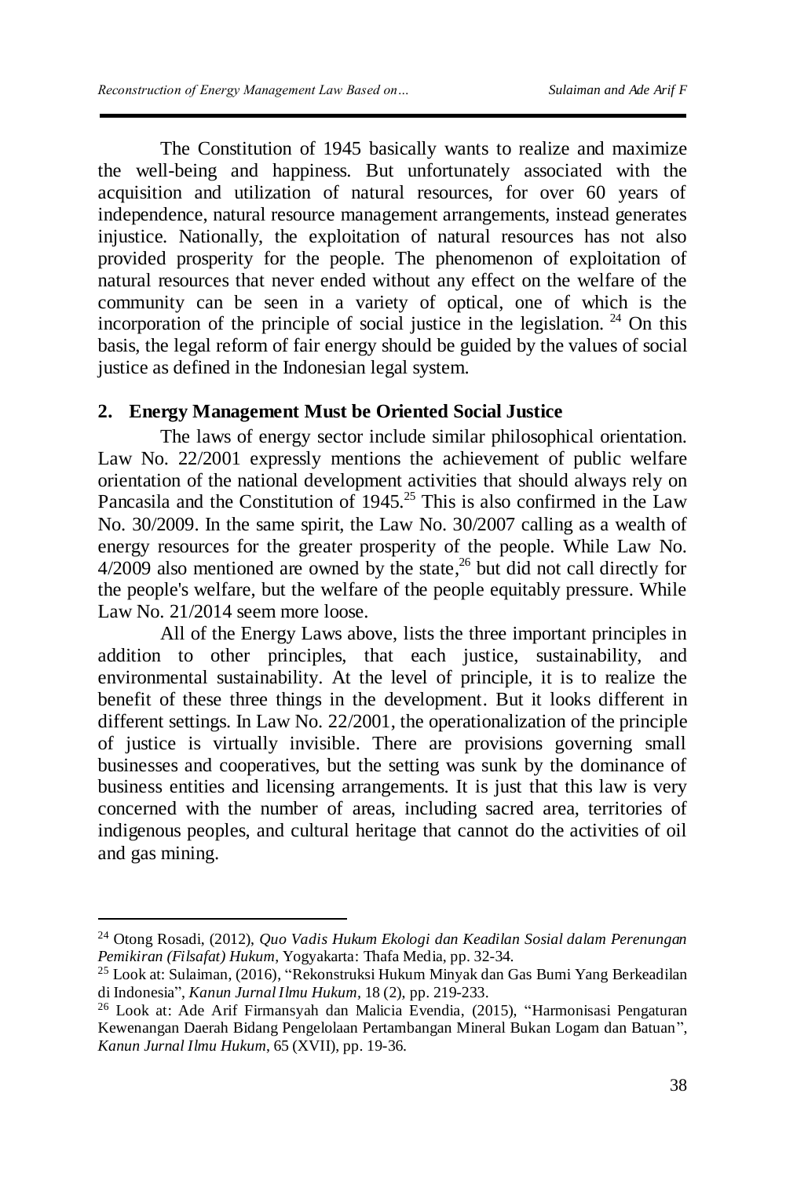The Constitution of 1945 basically wants to realize and maximize the well-being and happiness. But unfortunately associated with the acquisition and utilization of natural resources, for over 60 years of independence, natural resource management arrangements, instead generates injustice. Nationally, the exploitation of natural resources has not also provided prosperity for the people. The phenomenon of exploitation of natural resources that never ended without any effect on the welfare of the community can be seen in a variety of optical, one of which is the incorporation of the principle of social justice in the legislation. [24] On this basis, the legal reform of fair energy should be guided by the values of social justice as defined in the Indonesian legal system.

## 2. Energy Management Must be Oriented Social Justice

The laws of energy sector include similar philosophical orientation. Law No. 22/2001 expressly mentions the achievement of public welfare orientation of the national development activities that should always rely on Pancasila and the Constitution of 1945.[25] This is also confirmed in the Law No. 30/2009. In the same spirit, the Law No. 30/2007 calling as a wealth of energy resources for the greater prosperity of the people. While Law No. 4/2009 also mentioned are owned by the state,[26] but did not call directly for the people's welfare, but the welfare of the people equitably pressure. While Law No. 21/2014 seem more loose.

All of the Energy Laws above, lists the three important principles in addition to other principles, that each justice, sustainability, and environmental sustainability. At the level of principle, it is to realize the benefit of these three things in the development. But it looks different in different settings. In Law No. 22/2001, the operationalization of the principle of justice is virtually invisible. There are provisions governing small businesses and cooperatives, but the setting was sunk by the dominance of business entities and licensing arrangements. It is just that this law is very concerned with the number of areas, including sacred area, territories of indigenous peoples, and cultural heritage that cannot do the activities of oil and gas mining.

---

[24] Otong Rosadi, (2012), *Quo Vadis Hukum Ekologi dan Keadilan Sosial dalam Perenungan Pemikiran (Filsafat) Hukum*, Yogyakarta: Thafa Media, pp. 32-34.

[25] Look at: Sulaiman, (2016), "Rekonstruksi Hukum Minyak dan Gas Bumi Yang Berkeadilan di Indonesia", *Kanun Jurnal Ilmu Hukum*, 18 (2), pp. 219-233.

[26] Look at: Ade Arif Firmansyah dan Malicia Evendia, (2015), "Harmonisasi Pengaturan Kewenangan Daerah Bidang Pengelolaan Pertambangan Mineral Bukan Logam dan Batuan", *Kanun Jurnal Ilmu Hukum*, 65 (XVII), pp. 19-36.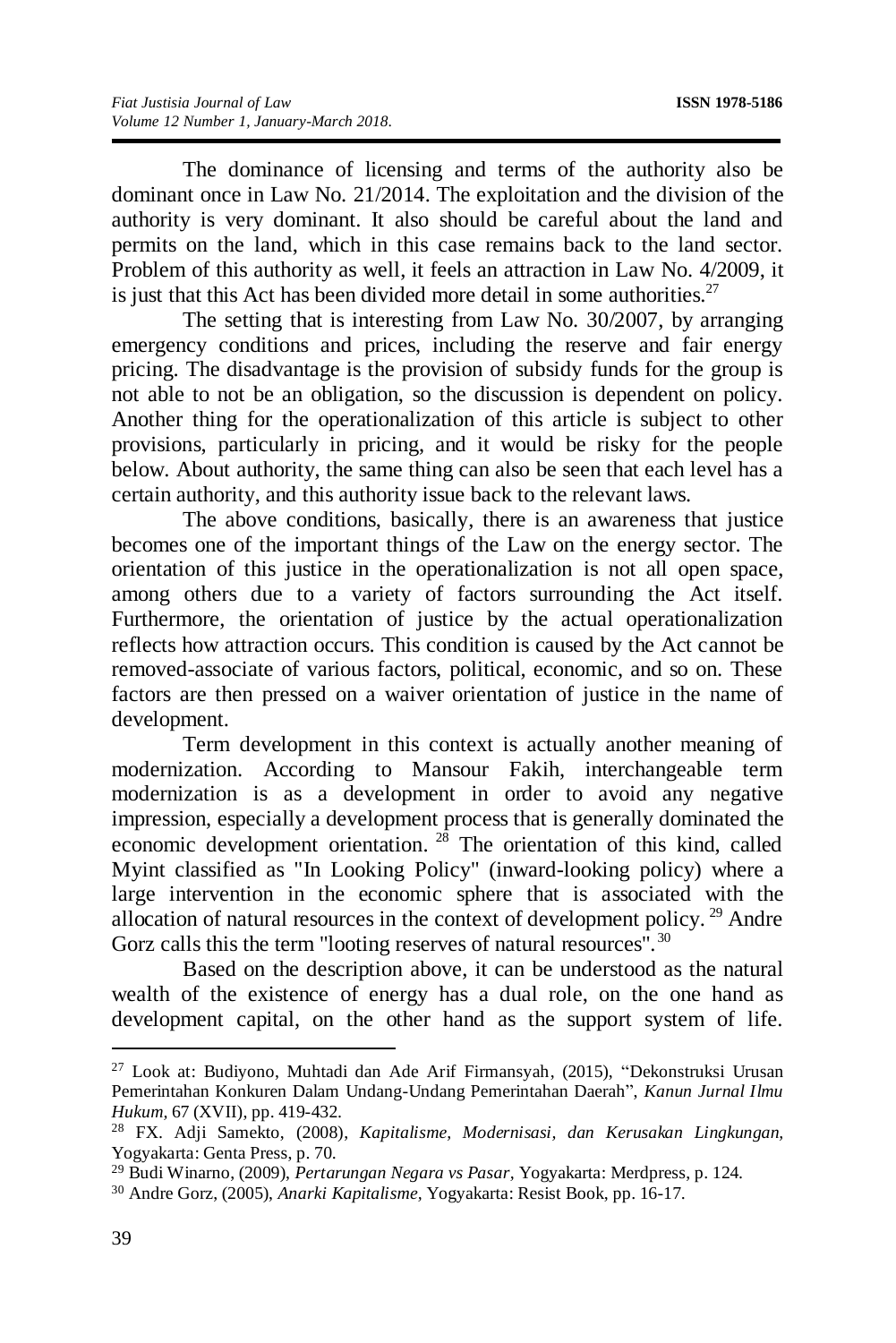The dominance of licensing and terms of the authority also be dominant once in Law No. 21/2014. The exploitation and the division of the authority is very dominant. It also should be careful about the land and permits on the land, which in this case remains back to the land sector. Problem of this authority as well, it feels an attraction in Law No. 4/2009, it is just that this Act has been divided more detail in some authorities.[27]

The setting that is interesting from Law No. 30/2007, by arranging emergency conditions and prices, including the reserve and fair energy pricing. The disadvantage is the provision of subsidy funds for the group is not able to not be an obligation, so the discussion is dependent on policy. Another thing for the operationalization of this article is subject to other provisions, particularly in pricing, and it would be risky for the people below. About authority, the same thing can also be seen that each level has a certain authority, and this authority issue back to the relevant laws.

The above conditions, basically, there is an awareness that justice becomes one of the important things of the Law on the energy sector. The orientation of this justice in the operationalization is not all open space, among others due to a variety of factors surrounding the Act itself. Furthermore, the orientation of justice by the actual operationalization reflects how attraction occurs. This condition is caused by the Act cannot be removed-associate of various factors, political, economic, and so on. These factors are then pressed on a waiver orientation of justice in the name of development.

Term development in this context is actually another meaning of modernization. According to Mansour Fakih, interchangeable term modernization is as a development in order to avoid any negative impression, especially a development process that is generally dominated the economic development orientation.[28] The orientation of this kind, called Myint classified as "In Looking Policy" (inward-looking policy) where a large intervention in the economic sphere that is associated with the allocation of natural resources in the context of development policy.[29] Andre Gorz calls this the term "looting reserves of natural resources".[30]

Based on the description above, it can be understood as the natural wealth of the existence of energy has a dual role, on the one hand as development capital, on the other hand as the support system of life.

---

[27] Look at: Budiyono, Muhtadi dan Ade Arif Firmansyah, (2015), "Dekonstruksi Urusan Pemerintahan Konkuren Dalam Undang-Undang Pemerintahan Daerah", *Kanun Jurnal Ilmu Hukum,* 67 (XVII), pp. 419-432.

[28] FX. Adji Samekto, (2008), *Kapitalisme, Modernisasi, dan Kerusakan Lingkungan,* Yogyakarta: Genta Press, p. 70.

[29] Budi Winarno, (2009), *Pertarungan Negara vs Pasar*, Yogyakarta: Merdpress, p. 124.

[30] Andre Gorz, (2005), *Anarki Kapitalisme*, Yogyakarta: Resist Book, pp. 16-17.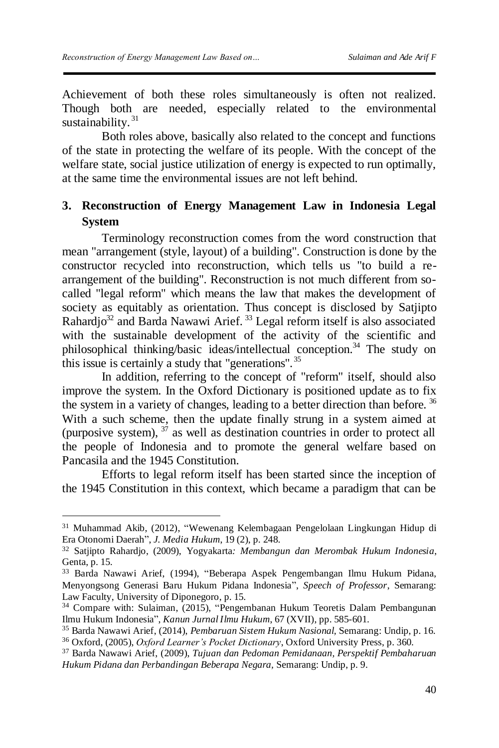Achievement of both these roles simultaneously is often not realized. Though both are needed, especially related to the environmental sustainability.[31]

Both roles above, basically also related to the concept and functions of the state in protecting the welfare of its people. With the concept of the welfare state, social justice utilization of energy is expected to run optimally, at the same time the environmental issues are not left behind.

## 3. Reconstruction of Energy Management Law in Indonesia Legal System

Terminology reconstruction comes from the word construction that mean "arrangement (style, layout) of a building". Construction is done by the constructor recycled into reconstruction, which tells us "to build a re-arrangement of the building". Reconstruction is not much different from so-called "legal reform" which means the law that makes the development of society as equitably as orientation. Thus concept is disclosed by Satjipto Rahardjo[32] and Barda Nawawi Arief.[33] Legal reform itself is also associated with the sustainable development of the activity of the scientific and philosophical thinking/basic ideas/intellectual conception.[34] The study on this issue is certainly a study that "generations".[35]

In addition, referring to the concept of "reform" itself, should also improve the system. In the Oxford Dictionary is positioned update as to fix the system in a variety of changes, leading to a better direction than before.[36] With a such scheme, then the update finally strung in a system aimed at (purposive system),[37] as well as destination countries in order to protect all the people of Indonesia and to promote the general welfare based on Pancasila and the 1945 Constitution.

Efforts to legal reform itself has been started since the inception of the 1945 Constitution in this context, which became a paradigm that can be

---

[31] Muhammad Akib, (2012), "Wewenang Kelembagaan Pengelolaan Lingkungan Hidup di Era Otonomi Daerah", *J. Media Hukum*, 19 (2), p. 248.

[32] Satjipto Rahardjo, (2009), Yogyakarta*: Membangun dan Merombak Hukum Indonesia*, Genta, p. 15.

[33] Barda Nawawi Arief, (1994), "Beberapa Aspek Pengembangan Ilmu Hukum Pidana, Menyongsong Generasi Baru Hukum Pidana Indonesia", *Speech of Professor*, Semarang: Law Faculty, University of Diponegoro, p. 15.

[34] Compare with: Sulaiman, (2015), "Pengembanan Hukum Teoretis Dalam Pembangunan Ilmu Hukum Indonesia", *Kanun Jurnal Ilmu Hukum*, 67 (XVII), pp. 585-601.

[35] Barda Nawawi Arief, (2014), *Pembaruan Sistem Hukum Nasional*, Semarang: Undip, p. 16.

[36] Oxford, (2005), *Oxford Learner's Pocket Dictionary*, Oxford University Press, p. 360.

[37] Barda Nawawi Arief, (2009), *Tujuan dan Pedoman Pemidanaan, Perspektif Pembaharuan Hukum Pidana dan Perbandingan Beberapa Negara*, Semarang: Undip, p. 9.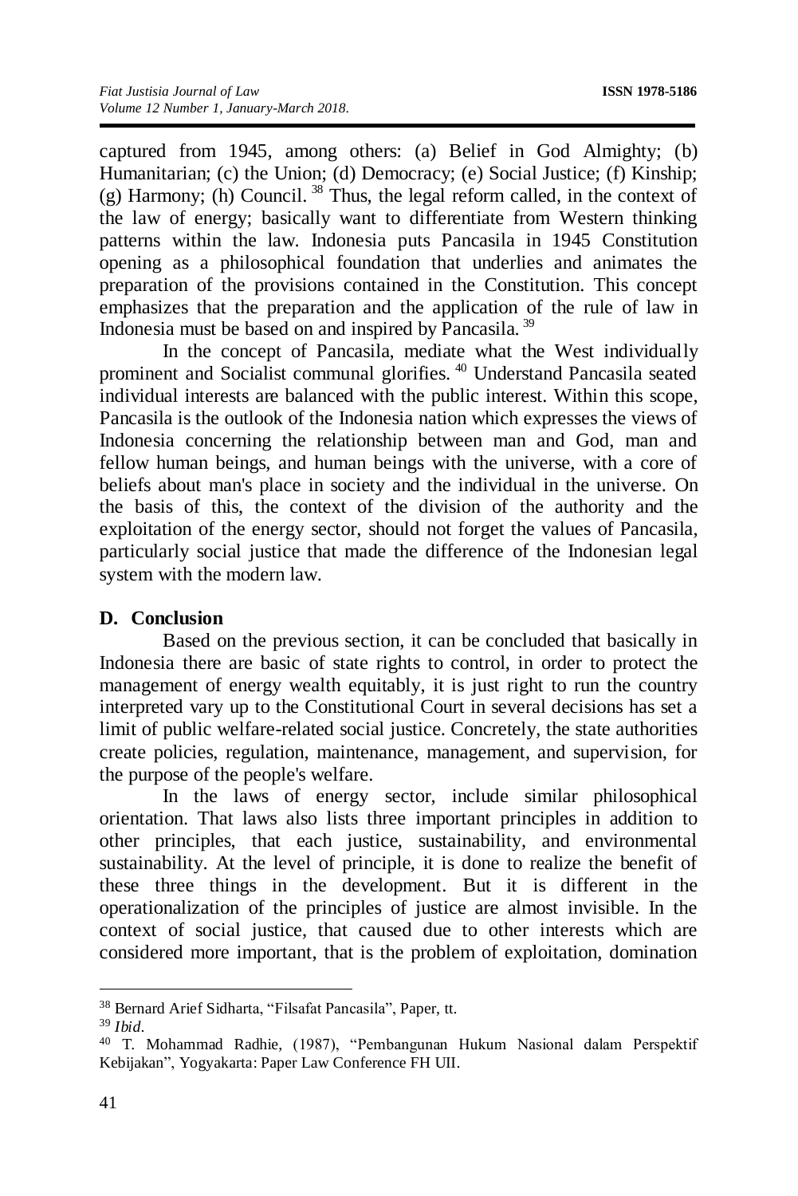captured from 1945, among others: (a) Belief in God Almighty; (b) Humanitarian; (c) the Union; (d) Democracy; (e) Social Justice; (f) Kinship; (g) Harmony; (h) Council. [38] Thus, the legal reform called, in the context of the law of energy; basically want to differentiate from Western thinking patterns within the law. Indonesia puts Pancasila in 1945 Constitution opening as a philosophical foundation that underlies and animates the preparation of the provisions contained in the Constitution. This concept emphasizes that the preparation and the application of the rule of law in Indonesia must be based on and inspired by Pancasila. [39]

In the concept of Pancasila, mediate what the West individually prominent and Socialist communal glorifies. [40] Understand Pancasila seated individual interests are balanced with the public interest. Within this scope, Pancasila is the outlook of the Indonesia nation which expresses the views of Indonesia concerning the relationship between man and God, man and fellow human beings, and human beings with the universe, with a core of beliefs about man's place in society and the individual in the universe. On the basis of this, the context of the division of the authority and the exploitation of the energy sector, should not forget the values of Pancasila, particularly social justice that made the difference of the Indonesian legal system with the modern law.

## D. Conclusion

Based on the previous section, it can be concluded that basically in Indonesia there are basic of state rights to control, in order to protect the management of energy wealth equitably, it is just right to run the country interpreted vary up to the Constitutional Court in several decisions has set a limit of public welfare-related social justice. Concretely, the state authorities create policies, regulation, maintenance, management, and supervision, for the purpose of the people's welfare.

In the laws of energy sector, include similar philosophical orientation. That laws also lists three important principles in addition to other principles, that each justice, sustainability, and environmental sustainability. At the level of principle, it is done to realize the benefit of these three things in the development. But it is different in the operationalization of the principles of justice are almost invisible. In the context of social justice, that caused due to other interests which are considered more important, that is the problem of exploitation, domination

---

[38] Bernard Arief Sidharta, "Filsafat Pancasila", Paper, tt.

[39] *Ibid*.

[40] T. Mohammad Radhie, (1987), "Pembangunan Hukum Nasional dalam Perspektif Kebijakan", Yogyakarta: Paper Law Conference FH UII.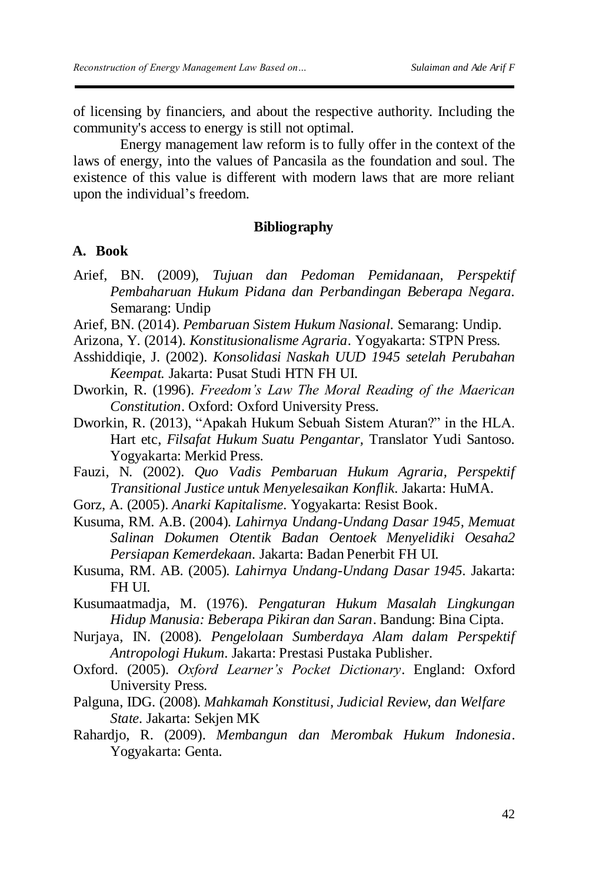of licensing by financiers, and about the respective authority. Including the community's access to energy is still not optimal.

Energy management law reform is to fully offer in the context of the laws of energy, into the values of Pancasila as the foundation and soul. The existence of this value is different with modern laws that are more reliant upon the individual's freedom.

## Bibliography

### A. Book

Arief, BN. (2009), *Tujuan dan Pedoman Pemidanaan, Perspektif Pembaharuan Hukum Pidana dan Perbandingan Beberapa Negara.* Semarang: Undip

Arief, BN. (2014). *Pembaruan Sistem Hukum Nasional.* Semarang: Undip.

Arizona, Y. (2014). *Konstitusionalisme Agraria*. Yogyakarta: STPN Press.

Asshiddiqie, J. (2002). *Konsolidasi Naskah UUD 1945 setelah Perubahan Keempat.* Jakarta: Pusat Studi HTN FH UI.

Dworkin, R. (1996). *Freedom's Law The Moral Reading of the Maerican Constitution*. Oxford: Oxford University Press.

Dworkin, R. (2013), "Apakah Hukum Sebuah Sistem Aturan?" in the HLA. Hart etc, *Filsafat Hukum Suatu Pengantar,* Translator Yudi Santoso. Yogyakarta: Merkid Press.

Fauzi, N. (2002). *Quo Vadis Pembaruan Hukum Agraria, Perspektif Transitional Justice untuk Menyelesaikan Konflik.* Jakarta: HuMA.

Gorz, A. (2005). *Anarki Kapitalisme.* Yogyakarta: Resist Book.

Kusuma, RM. A.B. (2004). *Lahirnya Undang-Undang Dasar 1945, Memuat Salinan Dokumen Otentik Badan Oentoek Menyelidiki Oesaha2 Persiapan Kemerdekaan.* Jakarta: Badan Penerbit FH UI.

Kusuma, RM. AB. (2005). *Lahirnya Undang-Undang Dasar 1945.* Jakarta: FH UI.

Kusumaatmadja, M. (1976). *Pengaturan Hukum Masalah Lingkungan Hidup Manusia: Beberapa Pikiran dan Saran*. Bandung: Bina Cipta.

Nurjaya, IN. (2008). *Pengelolaan Sumberdaya Alam dalam Perspektif Antropologi Hukum*. Jakarta: Prestasi Pustaka Publisher.

Oxford. (2005). *Oxford Learner's Pocket Dictionary*. England: Oxford University Press.

Palguna, IDG. (2008). *Mahkamah Konstitusi, Judicial Review, dan Welfare State.* Jakarta: Sekjen MK

Rahardjo, R. (2009). *Membangun dan Merombak Hukum Indonesia*. Yogyakarta: Genta.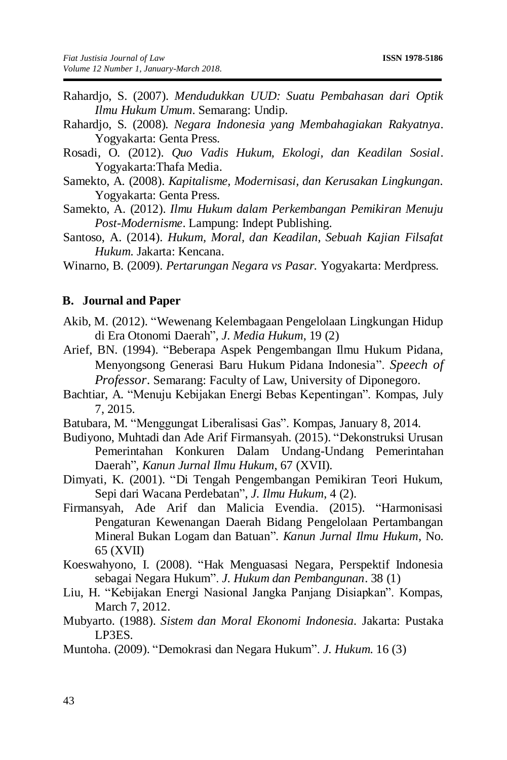Rahardjo, S. (2007). *Mendudukkan UUD: Suatu Pembahasan dari Optik Ilmu Hukum Umum*. Semarang: Undip.

Rahardjo, S. (2008). *Negara Indonesia yang Membahagiakan Rakyatnya*. Yogyakarta: Genta Press.

Rosadi, O. (2012). *Quo Vadis Hukum, Ekologi, dan Keadilan Sosial*. Yogyakarta:Thafa Media.

Samekto, A. (2008). *Kapitalisme, Modernisasi, dan Kerusakan Lingkungan*. Yogyakarta: Genta Press.

Samekto, A. (2012). *Ilmu Hukum dalam Perkembangan Pemikiran Menuju Post-Modernisme*. Lampung: Indept Publishing.

Santoso, A. (2014). *Hukum, Moral, dan Keadilan, Sebuah Kajian Filsafat Hukum*. Jakarta: Kencana.

Winarno, B. (2009). *Pertarungan Negara vs Pasar.* Yogyakarta: Merdpress.

## B. Journal and Paper

Akib, M. (2012). "Wewenang Kelembagaan Pengelolaan Lingkungan Hidup di Era Otonomi Daerah", *J. Media Hukum*, 19 (2)

Arief, BN. (1994). "Beberapa Aspek Pengembangan Ilmu Hukum Pidana, Menyongsong Generasi Baru Hukum Pidana Indonesia". *Speech of Professor*. Semarang: Faculty of Law, University of Diponegoro.

Bachtiar, A. "Menuju Kebijakan Energi Bebas Kepentingan". Kompas, July 7, 2015.

Batubara, M. "Menggungat Liberalisasi Gas". Kompas, January 8, 2014.

Budiyono, Muhtadi dan Ade Arif Firmansyah. (2015). "Dekonstruksi Urusan Pemerintahan Konkuren Dalam Undang-Undang Pemerintahan Daerah", *Kanun Jurnal Ilmu Hukum*, 67 (XVII).

Dimyati, K. (2001). "Di Tengah Pengembangan Pemikiran Teori Hukum, Sepi dari Wacana Perdebatan", *J. Ilmu Hukum*, 4 (2).

Firmansyah, Ade Arif dan Malicia Evendia. (2015). "Harmonisasi Pengaturan Kewenangan Daerah Bidang Pengelolaan Pertambangan Mineral Bukan Logam dan Batuan". *Kanun Jurnal Ilmu Hukum*, No. 65 (XVII)

Koeswahyono, I. (2008). "Hak Menguasa Negara, Perspektif Indonesia sebagai Negara Hukum". *J. Hukum dan Pembangunan*. 38 (1)

Liu, H. "Kebijakan Energi Nasional Jangka Panjang Disiapkan". Kompas, March 7, 2012.

Mubyarto. (1988). *Sistem dan Moral Ekonomi Indonesia*. Jakarta: Pustaka LP3ES.

Muntoha. (2009). "Demokrasi dan Negara Hukum". *J. Hukum*. 16 (3)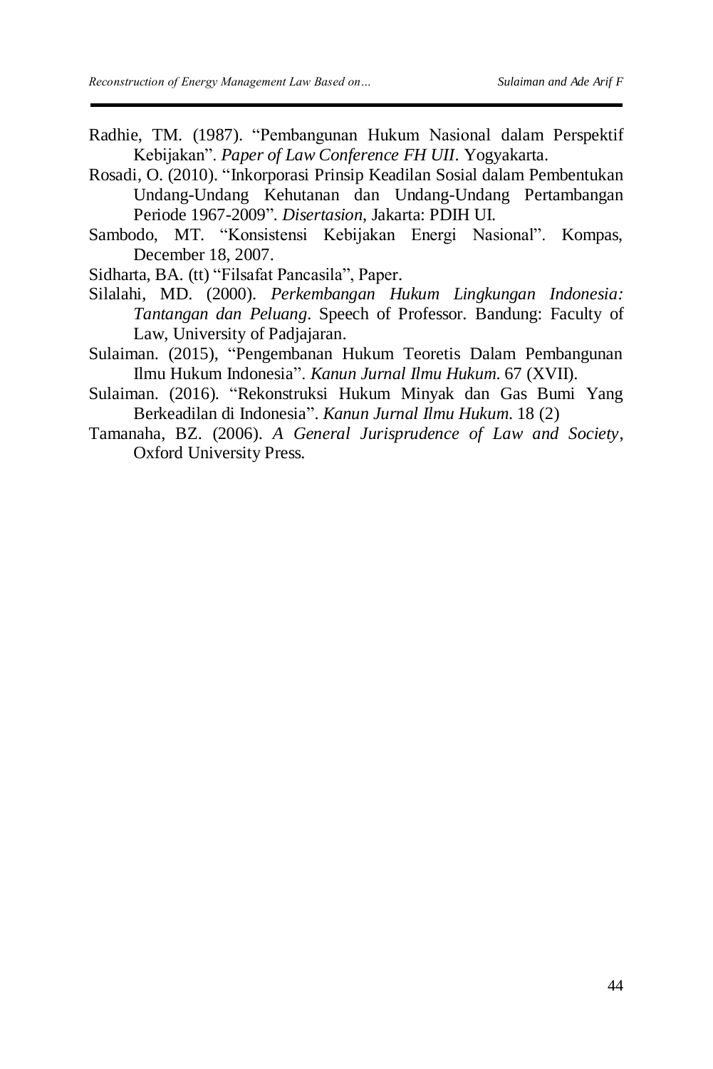Radhie, TM. (1987). "Pembangunan Hukum Nasional dalam Perspektif Kebijakan". *Paper of Law Conference FH UII*. Yogyakarta.

Rosadi, O. (2010). "Inkorporasi Prinsip Keadilan Sosial dalam Pembentukan Undang-Undang Kehutanan dan Undang-Undang Pertambangan Periode 1967-2009". *Disertasion*, Jakarta: PDIH UI.

Sambodo, MT. "Konsistensi Kebijakan Energi Nasional". Kompas, December 18, 2007.

Sidharta, BA. (tt) "Filsafat Pancasila", Paper.

Silalahi, MD. (2000). *Perkembangan Hukum Lingkungan Indonesia: Tantangan dan Peluang*. Speech of Professor. Bandung: Faculty of Law, University of Padjajaran.

Sulaiman. (2015), "Pengembanan Hukum Teoretis Dalam Pembangunan Ilmu Hukum Indonesia". *Kanun Jurnal Ilmu Hukum*. 67 (XVII).

Sulaiman. (2016). "Rekonstruksi Hukum Minyak dan Gas Bumi Yang Berkeadilan di Indonesia". *Kanun Jurnal Ilmu Hukum*. 18 (2)

Tamanaha, BZ. (2006). *A General Jurisprudence of Law and Society*, Oxford University Press.